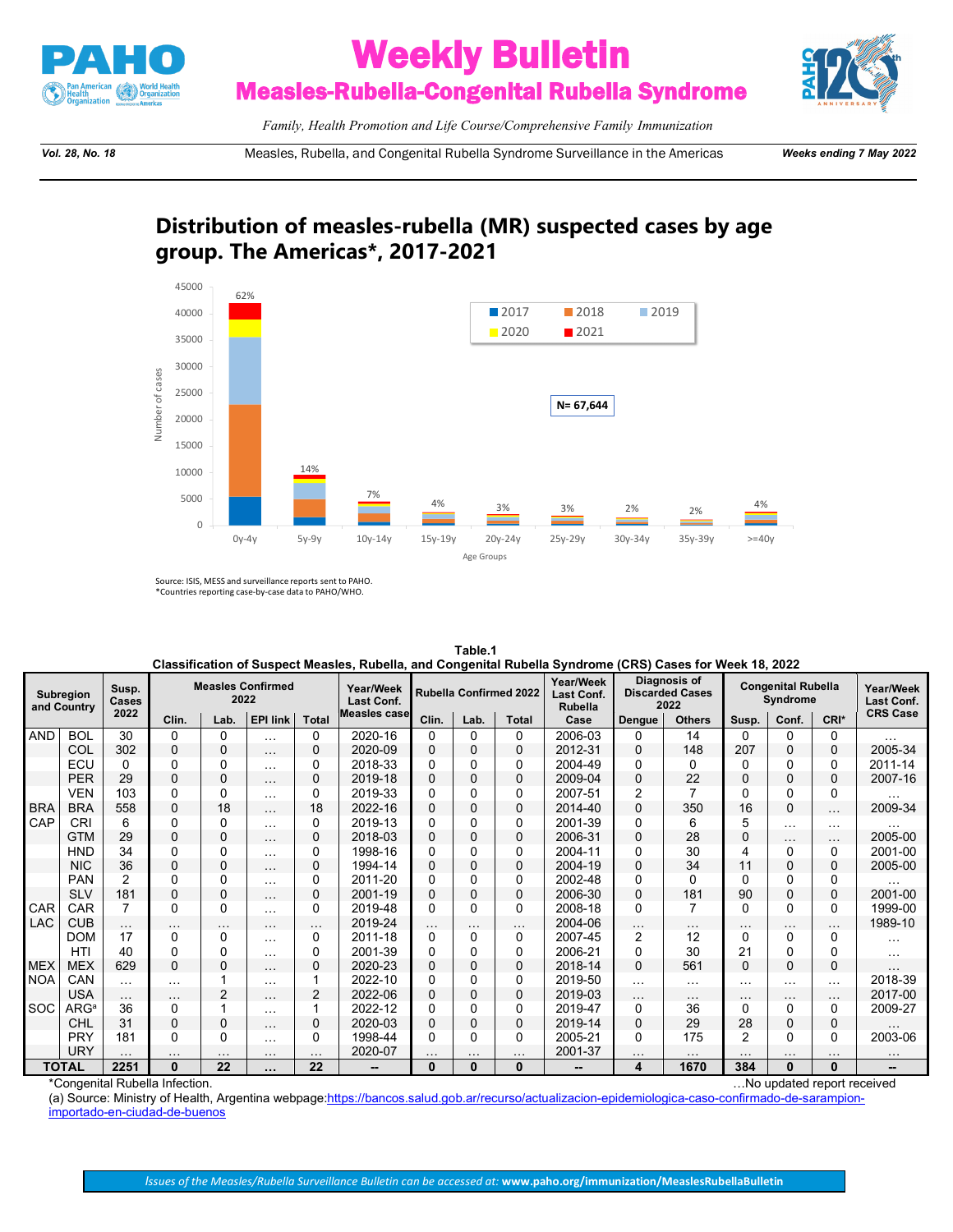# Weekly Bulletin

## Measles-Rubella-Congenital Rubella Syndrome

*Family, Health Promotion and Life Course/Comprehensive Family Immunization*

**Vol. 28, No. 18** Measles, Rubella, and Congenital Rubella Syndrome Surveillance in the Americas **Weeks ending 7 May 2022**

## Distribution of measles-rubella (MR) suspected cases by age group. The Americas*, 2017-2021

N= 67,644

| Age Groups | 0y-4y | 5y-9y | 10y-14y | 15y-19y | 20y-24y | 25y-29y | 30y-34y | 35y-39y | >=40y |
|---|---|---|---|---|---|---|---|---|---|
| % | 62% | 14% | 7% | 4% | 3% | 3% | 2% | 2% | 4% |

Source: ISIS, MESS and surveillance reports sent to PAHO.
*Countries reporting case-by-case data to PAHO/WHO.

**Table.1**
**Classification of Suspect Measles, Rubella, and Congenital Rubella Syndrome (CRS) Cases for Week 18, 2022**

| Subregion and Country | | Susp. Cases 2022 | Measles Confirmed 2022 | | | | Year/Week Last Conf. Measles case | Rubella Confirmed 2022 | | | Year/Week Last Conf. Rubella Case | Diagnosis of Discarded Cases 2022 | | Congenital Rubella Syndrome | | | Year/Week Last Conf. CRS Case |
|---|---|---|---|---|---|---|---|---|---|---|---|---|---|---|---|---|---|
| | | | Clin. | Lab. | EPI link | Total | | Clin. | Lab. | Total | | Dengue | Others | Susp. | Conf. | CRI* | |
| AND | BOL | 30 | 0 | 0 | … | 0 | 2020-16 | 0 | 0 | 0 | 2006-03 | 0 | 14 | 0 | 0 | 0 | … |
| | COL | 302 | 0 | 0 | … | 0 | 2020-09 | 0 | 0 | 0 | 2012-31 | 0 | 148 | 207 | 0 | 0 | 2005-34 |
| | ECU | 0 | 0 | 0 | … | 0 | 2018-33 | 0 | 0 | 0 | 2004-49 | 0 | 0 | 0 | 0 | 0 | 2011-14 |
| | PER | 29 | 0 | 0 | … | 0 | 2019-18 | 0 | 0 | 0 | 2009-04 | 0 | 22 | 0 | 0 | 0 | 2007-16 |
| | VEN | 103 | 0 | 0 | … | 0 | 2019-33 | 0 | 0 | 0 | 2007-51 | 2 | 7 | 0 | 0 | 0 | … |
| BRA | BRA | 558 | 0 | 18 | … | 18 | 2022-16 | 0 | 0 | 0 | 2014-40 | 0 | 350 | 16 | 0 | … | 2009-34 |
| CAP | CRI | 6 | 0 | 0 | … | 0 | 2019-13 | 0 | 0 | 0 | 2001-39 | 0 | 6 | 5 | … | … | … |
| | GTM | 29 | 0 | 0 | … | 0 | 2018-03 | 0 | 0 | 0 | 2006-31 | 0 | 28 | 0 | … | … | 2005-00 |
| | HND | 34 | 0 | 0 | … | 0 | 1998-16 | 0 | 0 | 0 | 2004-11 | 0 | 30 | 4 | 0 | 0 | 2001-00 |
| | NIC | 36 | 0 | 0 | … | 0 | 1994-14 | 0 | 0 | 0 | 2004-19 | 0 | 34 | 11 | 0 | 0 | 2005-00 |
| | PAN | 2 | 0 | 0 | … | 0 | 2011-20 | 0 | 0 | 0 | 2002-48 | 0 | 0 | 0 | 0 | 0 | … |
| | SLV | 181 | 0 | 0 | … | 0 | 2001-19 | 0 | 0 | 0 | 2006-30 | 0 | 181 | 90 | 0 | 0 | 2001-00 |
| CAR | CAR | 7 | 0 | 0 | … | 0 | 2019-48 | 0 | 0 | 0 | 2008-18 | 0 | 7 | 0 | 0 | 0 | 1999-00 |
| LAC | CUB | … | … | … | … | … | 2019-24 | … | … | … | 2004-06 | … | … | … | … | … | 1989-10 |
| | DOM | 17 | 0 | 0 | … | 0 | 2011-18 | 0 | 0 | 0 | 2007-45 | 2 | 12 | 0 | 0 | 0 | … |
| | HTI | 40 | 0 | 0 | … | 0 | 2001-39 | 0 | 0 | 0 | 2006-21 | 0 | 30 | 21 | 0 | 0 | … |
| MEX | MEX | 629 | 0 | 0 | … | 0 | 2020-23 | 0 | 0 | 0 | 2018-14 | 0 | 561 | 0 | 0 | 0 | … |
| NOA | CAN | … | … | 1 | … | 1 | 2022-10 | 0 | 0 | 0 | 2019-50 | … | … | … | … | … | 2018-39 |
| | USA | … | … | 2 | … | 2 | 2022-06 | 0 | 0 | 0 | 2019-03 | … | … | … | … | … | 2017-00 |
| SOC | ARG[a] | 36 | 0 | 1 | … | 1 | 2022-12 | 0 | 0 | 0 | 2019-47 | 0 | 36 | 0 | 0 | 0 | 2009-27 |
| | CHL | 31 | 0 | 0 | … | 0 | 2020-03 | 0 | 0 | 0 | 2019-14 | 0 | 29 | 28 | 0 | 0 | … |
| | PRY | 181 | 0 | 0 | … | 0 | 1998-44 | 0 | 0 | 0 | 2005-21 | 0 | 175 | 2 | 0 | 0 | 2003-06 |
| | URY | … | … | … | … | … | 2020-07 | … | … | … | 2001-37 | … | … | … | … | … | … |
| **TOTAL** | | **2251** | **0** | **22** | **…** | **22** | **--** | **0** | **0** | **0** | **--** | **4** | **1670** | **384** | **0** | **0** | **--** |

*Congenital Rubella Infection. …No updated report received

(a) Source: Ministry of Health, Argentina webpage:https://bancos.salud.gob.ar/recurso/actualizacion-epidemiologica-caso-confirmado-de-sarampion-importado-en-ciudad-de-buenos

*Issues of the Measles/Rubella Surveillance Bulletin can be accessed at:* **www.paho.org/immunization/MeaslesRubellaBulletin**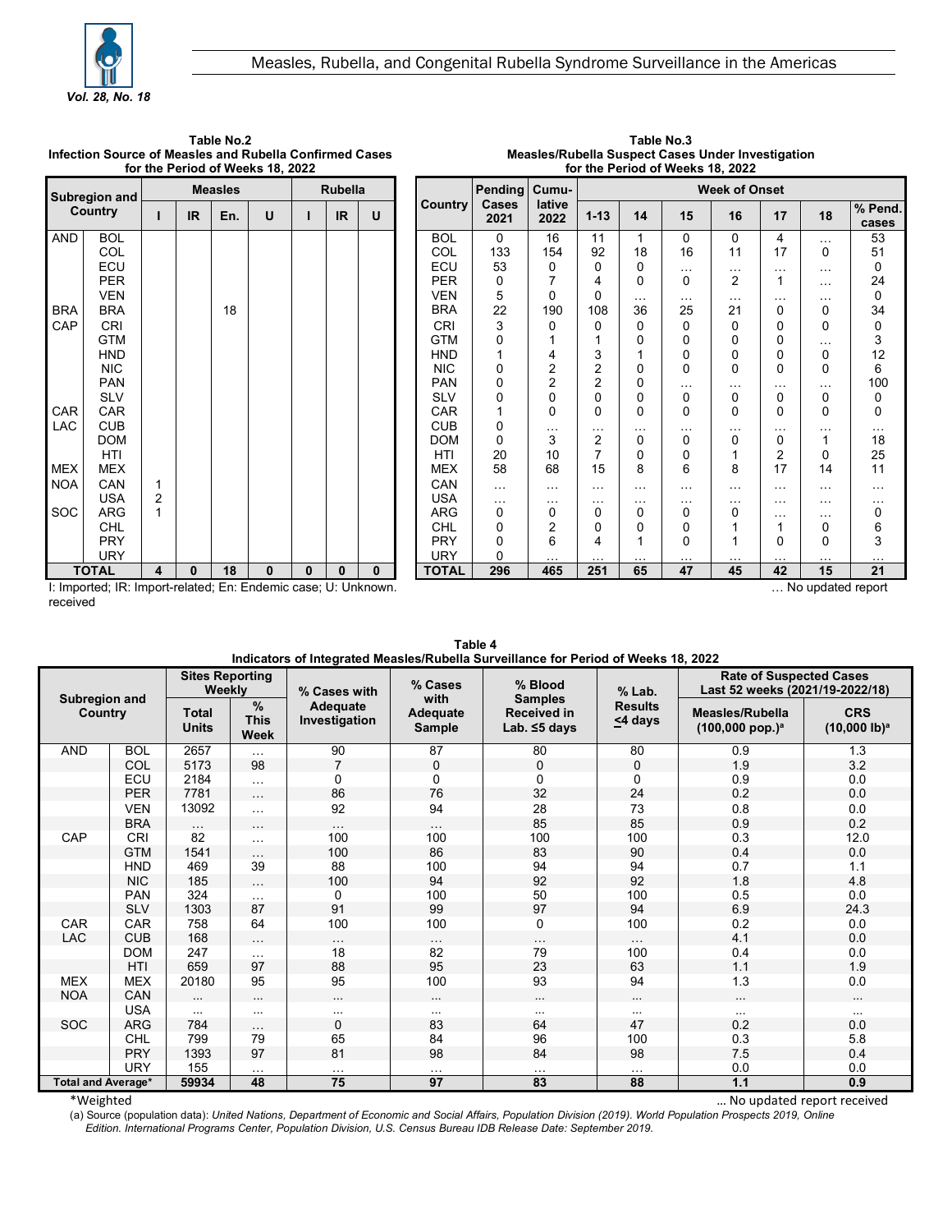**Table No.2**
**Infection Source of Measles and Rubella Confirmed Cases for the Period of Weeks 18, 2022**

| Subregion and Country | | Measles | | | | Rubella | | |
|---|---|---|---|---|---|---|---|---|
| | | I | IR | En. | U | I | IR | U |
| AND | BOL | | | | | | | |
| | COL | | | | | | | |
| | ECU | | | | | | | |
| | PER | | | | | | | |
| | VEN | | | | | | | |
| BRA | BRA | | | 18 | | | | |
| CAP | CRI | | | | | | | |
| | GTM | | | | | | | |
| | HND | | | | | | | |
| | NIC | | | | | | | |
| | PAN | | | | | | | |
| | SLV | | | | | | | |
| CAR | CAR | | | | | | | |
| LAC | CUB | | | | | | | |
| | DOM | | | | | | | |
| | HTI | | | | | | | |
| MEX | MEX | | | | | | | |
| NOA | CAN | 1 | | | | | | |
| | USA | 2 | | | | | | |
| SOC | ARG | 1 | | | | | | |
| | CHL | | | | | | | |
| | PRY | | | | | | | |
| | URY | | | | | | | |
| **TOTAL** | | **4** | **0** | **18** | **0** | **0** | **0** | **0** |

I: Imported; IR: Import-related; En: Endemic case; U: Unknown.
received

**Table No.3**
**Measles/Rubella Suspect Cases Under Investigation for the Period of Weeks 18, 2022**

| Country | Pending Cases 2021 | Cumulative 2022 | Week of Onset | | | | | | |
|---|---|---|---|---|---|---|---|---|---|
| | | | 1-13 | 14 | 15 | 16 | 17 | 18 | % Pend. cases |
| BOL | 0 | 16 | 11 | 1 | 0 | 0 | 4 | … | 53 |
| COL | 133 | 154 | 92 | 18 | 16 | 11 | 17 | 0 | 51 |
| ECU | 53 | 0 | 0 | 0 | … | … | … | … | 0 |
| PER | 0 | 7 | 4 | 0 | 0 | 2 | 1 | … | 24 |
| VEN | 5 | 0 | 0 | … | … | … | … | … | 0 |
| BRA | 22 | 190 | 108 | 36 | 25 | 21 | 0 | 0 | 34 |
| CRI | 3 | 0 | 0 | 0 | 0 | 0 | 0 | 0 | 0 |
| GTM | 0 | 1 | 1 | 0 | 0 | 0 | 0 | … | 3 |
| HND | 1 | 4 | 3 | 1 | 0 | 0 | 0 | 0 | 12 |
| NIC | 0 | 2 | 2 | 0 | 0 | 0 | 0 | 0 | 6 |
| PAN | 0 | 2 | 2 | 0 | … | … | … | … | 100 |
| SLV | 0 | 0 | 0 | 0 | 0 | 0 | 0 | 0 | 0 |
| CAR | 1 | 0 | 0 | 0 | 0 | 0 | 0 | 0 | 0 |
| CUB | 0 | … | … | … | … | … | … | … | … |
| DOM | 0 | 3 | 2 | 0 | 0 | 0 | 0 | 1 | 18 |
| HTI | 20 | 10 | 7 | 0 | 0 | 1 | 2 | 0 | 25 |
| MEX | 58 | 68 | 15 | 8 | 6 | 8 | 17 | 14 | 11 |
| CAN | … | … | … | … | … | … | … | … | … |
| USA | … | … | … | … | … | … | … | … | … |
| ARG | 0 | 0 | 0 | 0 | 0 | 0 | … | … | 0 |
| CHL | 0 | 2 | 0 | 0 | 0 | 1 | 1 | 0 | 6 |
| PRY | 0 | 6 | 4 | 1 | 0 | 1 | 0 | 0 | 3 |
| URY | 0 | … | … | … | … | … | … | … | … |
| **TOTAL** | **296** | **465** | **251** | **65** | **47** | **45** | **42** | **15** | **21** |

… No updated report

**Table 4**
**Indicators of Integrated Measles/Rubella Surveillance for Period of Weeks 18, 2022**

| Subregion and Country | | Sites Reporting Weekly | | % Cases with Adequate Investigation | % Cases with Adequate Sample | % Blood Samples Received in Lab. ≤5 days | % Lab. Results ≤4 days | Rate of Suspected Cases Last 52 weeks (2021/19-2022/18) | |
|---|---|---|---|---|---|---|---|---|---|
| | | Total Units | % This Week | | | | | Measles/Rubella (100,000 pop.)[a] | CRS (10,000 lb)[a] |
| AND | BOL | 2657 | … | 90 | 87 | 80 | 80 | 0.9 | 1.3 |
| | COL | 5173 | 98 | 7 | 0 | 0 | 0 | 1.9 | 3.2 |
| | ECU | 2184 | … | 0 | 0 | 0 | 0 | 0.9 | 0.0 |
| | PER | 7781 | … | 86 | 76 | 32 | 24 | 0.2 | 0.0 |
| | VEN | 13092 | … | 92 | 94 | 28 | 73 | 0.8 | 0.0 |
| | BRA | … | … | … | … | 85 | 85 | 0.9 | 0.2 |
| CAP | CRI | 82 | … | 100 | 100 | 100 | 100 | 0.3 | 12.0 |
| | GTM | 1541 | … | 100 | 86 | 83 | 90 | 0.4 | 0.0 |
| | HND | 469 | 39 | 88 | 100 | 94 | 94 | 0.7 | 1.1 |
| | NIC | 185 | … | 100 | 94 | 92 | 92 | 1.8 | 4.8 |
| | PAN | 324 | … | 0 | 100 | 50 | 100 | 0.5 | 0.0 |
| | SLV | 1303 | 87 | 91 | 99 | 97 | 94 | 6.9 | 24.3 |
| CAR | CAR | 758 | 64 | 100 | 100 | 0 | 100 | 0.2 | 0.0 |
| LAC | CUB | 168 | … | … | … | … | … | 4.1 | 0.0 |
| | DOM | 247 | … | 18 | 82 | 79 | 100 | 0.4 | 0.0 |
| | HTI | 659 | 97 | 88 | 95 | 23 | 63 | 1.1 | 1.9 |
| MEX | MEX | 20180 | 95 | 95 | 100 | 93 | 94 | 1.3 | 0.0 |
| NOA | CAN | ... | ... | ... | ... | ... | ... | ... | ... |
| | USA | ... | ... | ... | ... | ... | ... | ... | ... |
| SOC | ARG | 784 | … | 0 | 83 | 64 | 47 | 0.2 | 0.0 |
| | CHL | 799 | 79 | 65 | 84 | 96 | 100 | 0.3 | 5.8 |
| | PRY | 1393 | 97 | 81 | 98 | 84 | 98 | 7.5 | 0.4 |
| | URY | 155 | … | … | … | … | … | 0.0 | 0.0 |
| **Total and Average*** | | **59934** | **48** | **75** | **97** | **83** | **88** | **1.1** | **0.9** |

*Weighted

… No updated report received

(a) Source (population data): *United Nations, Department of Economic and Social Affairs, Population Division (2019). World Population Prospects 2019, Online Edition. International Programs Center, Population Division, U.S. Census Bureau IDB Release Date: September 2019.*